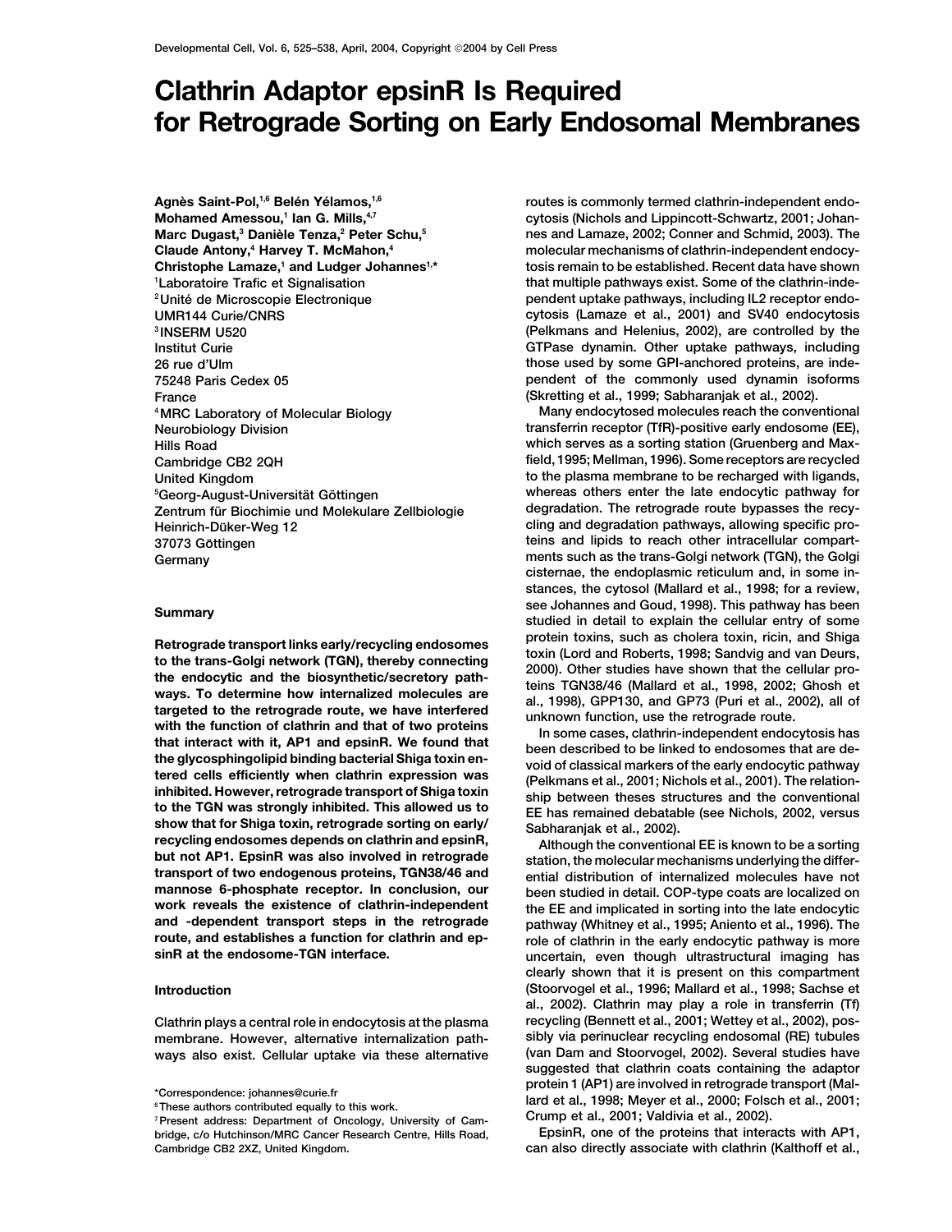# Clathrin Adaptor epsinR Is Required for Retrograde Sorting on Early Endosomal Membranes

Agnès Saint-Pol,[1,6] Belén Yélamos,[1,6] Mohamed Amessou,[1] Ian G. Mills,[4,7] Marc Dugast,[3] Danièle Tenza,[2] Peter Schu,[5] Claude Antony,[4] Harvey T. McMahon,[4] Christophe Lamaze,[1] and Ludger Johannes[1,*]

[1]Laboratoire Trafic et Signalisation
[2]Unité de Microscopie Electronique
UMR144 Curie/CNRS
[3]INSERM U520
Institut Curie
26 rue d'Ulm
75248 Paris Cedex 05
France
[4]MRC Laboratory of Molecular Biology
Neurobiology Division
Hills Road
Cambridge CB2 2QH
United Kingdom
[5]Georg-August-Universität Göttingen
Zentrum für Biochimie und Molekulare Zellbiologie
Heinrich-Düker-Weg 12
37073 Göttingen
Germany

## Summary

**Retrograde transport links early/recycling endosomes to the trans-Golgi network (TGN), thereby connecting the endocytic and the biosynthetic/secretory pathways. To determine how internalized molecules are targeted to the retrograde route, we have interfered with the function of clathrin and that of two proteins that interact with it, AP1 and epsinR. We found that the glycosphingolipid binding bacterial Shiga toxin entered cells efficiently when clathrin expression was inhibited. However, retrograde transport of Shiga toxin to the TGN was strongly inhibited. This allowed us to show that for Shiga toxin, retrograde sorting on early/recycling endosomes depends on clathrin and epsinR, but not AP1. EpsinR was also involved in retrograde transport of two endogenous proteins, TGN38/46 and mannose 6-phosphate receptor. In conclusion, our work reveals the existence of clathrin-independent and -dependent transport steps in the retrograde route, and establishes a function for clathrin and epsinR at the endosome-TGN interface.**

## Introduction

Clathrin plays a central role in endocytosis at the plasma membrane. However, alternative internalization pathways also exist. Cellular uptake via these alternative routes is commonly termed clathrin-independent endocytosis (Nichols and Lippincott-Schwartz, 2001; Johannes and Lamaze, 2002; Conner and Schmid, 2003). The molecular mechanisms of clathrin-independent endocytosis remain to be established. Recent data have shown that multiple pathways exist. Some of the clathrin-independent uptake pathways, including IL2 receptor endocytosis (Lamaze et al., 2001) and SV40 endocytosis (Pelkmans and Helenius, 2002), are controlled by the GTPase dynamin. Other uptake pathways, including those used by some GPI-anchored proteins, are independent of the commonly used dynamin isoforms (Skretting et al., 1999; Sabharanjak et al., 2002).

Many endocytosed molecules reach the conventional transferrin receptor (TfR)-positive early endosome (EE), which serves as a sorting station (Gruenberg and Maxfield, 1995; Mellman, 1996). Some receptors are recycled to the plasma membrane to be recharged with ligands, whereas others enter the late endocytic pathway for degradation. The retrograde route bypasses the recycling and degradation pathways, allowing specific proteins and lipids to reach other intracellular compartments such as the trans-Golgi network (TGN), the Golgi cisternae, the endoplasmic reticulum and, in some instances, the cytosol (Mallard et al., 1998; for a review, see Johannes and Goud, 1998). This pathway has been studied in detail to explain the cellular entry of some protein toxins, such as cholera toxin, ricin, and Shiga toxin (Lord and Roberts, 1998; Sandvig and van Deurs, 2000). Other studies have shown that the cellular proteins TGN38/46 (Mallard et al., 1998, 2002; Ghosh et al., 1998), GPP130, and GP73 (Puri et al., 2002), all of unknown function, use the retrograde route.

In some cases, clathrin-independent endocytosis has been described to be linked to endosomes that are devoid of classical markers of the early endocytic pathway (Pelkmans et al., 2001; Nichols et al., 2001). The relationship between theses structures and the conventional EE has remained debatable (see Nichols, 2002, versus Sabharanjak et al., 2002).

Although the conventional EE is known to be a sorting station, the molecular mechanisms underlying the differential distribution of internalized molecules have not been studied in detail. COP-type coats are localized on the EE and implicated in sorting into the late endocytic pathway (Whitney et al., 1995; Aniento et al., 1996). The role of clathrin in the early endocytic pathway is more uncertain, even though ultrastructural imaging has clearly shown that it is present on this compartment (Stoorvogel et al., 1996; Mallard et al., 1998; Sachse et al., 2002). Clathrin may play a role in transferrin (Tf) recycling (Bennett et al., 2001; Wettey et al., 2002), possibly via perinuclear recycling endosomal (RE) tubules (van Dam and Stoorvogel, 2002). Several studies have suggested that clathrin coats containing the adaptor protein 1 (AP1) are involved in retrograde transport (Mallard et al., 1998; Meyer et al., 2000; Folsch et al., 2001; Crump et al., 2001; Valdivia et al., 2002).

EpsinR, one of the proteins that interacts with AP1, can also directly associate with clathrin (Kalthoff et al.,

*Correspondence: johannes@curie.fr
[6]These authors contributed equally to this work.
[7]Present address: Department of Oncology, University of Cambridge, c/o Hutchinson/MRC Cancer Research Centre, Hills Road, Cambridge CB2 2XZ, United Kingdom.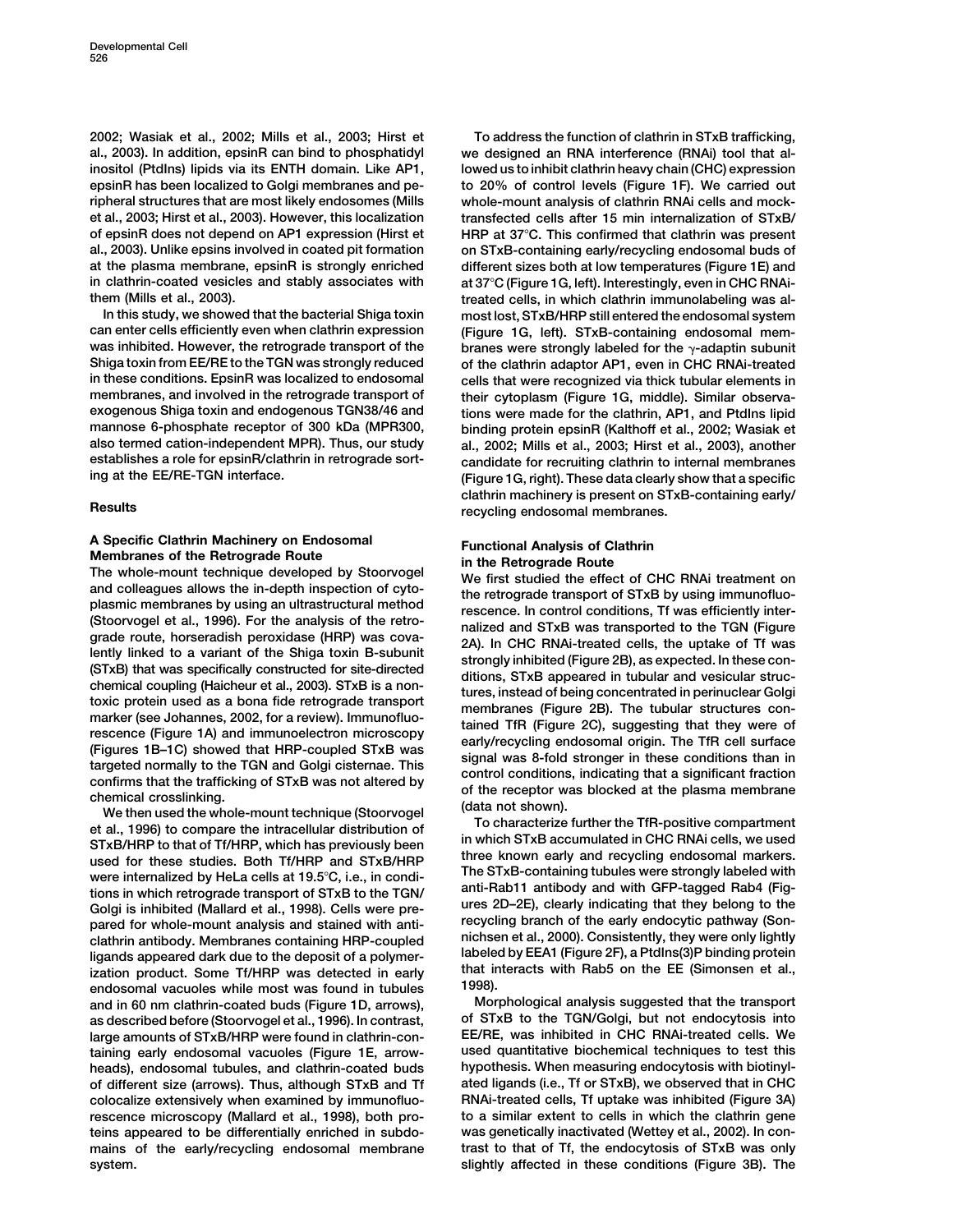2002; Wasiak et al., 2002; Mills et al., 2003; Hirst et al., 2003). In addition, epsinR can bind to phosphatidyl inositol (PtdIns) lipids via its ENTH domain. Like AP1, epsinR has been localized to Golgi membranes and peripheral structures that are most likely endosomes (Mills et al., 2003; Hirst et al., 2003). However, this localization of epsinR does not depend on AP1 expression (Hirst et al., 2003). Unlike epsins involved in coated pit formation at the plasma membrane, epsinR is strongly enriched in clathrin-coated vesicles and stably associates with them (Mills et al., 2003).

In this study, we showed that the bacterial Shiga toxin can enter cells efficiently even when clathrin expression was inhibited. However, the retrograde transport of the Shiga toxin from EE/RE to the TGN was strongly reduced in these conditions. EpsinR was localized to endosomal membranes, and involved in the retrograde transport of exogenous Shiga toxin and endogenous TGN38/46 and mannose 6-phosphate receptor of 300 kDa (MPR300, also termed cation-independent MPR). Thus, our study establishes a role for epsinR/clathrin in retrograde sorting at the EE/RE-TGN interface.

## Results

### A Specific Clathrin Machinery on Endosomal Membranes of the Retrograde Route

The whole-mount technique developed by Stoorvogel and colleagues allows the in-depth inspection of cytoplasmic membranes by using an ultrastructural method (Stoorvogel et al., 1996). For the analysis of the retrograde route, horseradish peroxidase (HRP) was covalently linked to a variant of the Shiga toxin B-subunit (STxB) that was specifically constructed for site-directed chemical coupling (Haicheur et al., 2003). STxB is a nontoxic protein used as a bona fide retrograde transport marker (see Johannes, 2002, for a review). Immunofluorescence (Figure 1A) and immunoelectron microscopy (Figures 1B–1C) showed that HRP-coupled STxB was targeted normally to the TGN and Golgi cisternae. This confirms that the trafficking of STxB was not altered by chemical crosslinking.

We then used the whole-mount technique (Stoorvogel et al., 1996) to compare the intracellular distribution of STxB/HRP to that of Tf/HRP, which has previously been used for these studies. Both Tf/HRP and STxB/HRP were internalized by HeLa cells at 19.5°C, i.e., in conditions in which retrograde transport of STxB to the TGN/Golgi is inhibited (Mallard et al., 1998). Cells were prepared for whole-mount analysis and stained with anti-clathrin antibody. Membranes containing HRP-coupled ligands appeared dark due to the deposit of a polymerization product. Some Tf/HRP was detected in early endosomal vacuoles while most was found in tubules and in 60 nm clathrin-coated buds (Figure 1D, arrows), as described before (Stoorvogel et al., 1996). In contrast, large amounts of STxB/HRP were found in clathrin-containing early endosomal vacuoles (Figure 1E, arrowheads), endosomal tubules, and clathrin-coated buds of different size (arrows). Thus, although STxB and Tf colocalize extensively when examined by immunofluorescence microscopy (Mallard et al., 1998), both proteins appeared to be differentially enriched in subdomains of the early/recycling endosomal membrane system.

To address the function of clathrin in STxB trafficking, we designed an RNA interference (RNAi) tool that allowed us to inhibit clathrin heavy chain (CHC) expression to 20% of control levels (Figure 1F). We carried out whole-mount analysis of clathrin RNAi cells and mock-transfected cells after 15 min internalization of STxB/HRP at 37°C. This confirmed that clathrin was present on STxB-containing early/recycling endosomal buds of different sizes both at low temperatures (Figure 1E) and at 37°C (Figure 1G, left). Interestingly, even in CHC RNAi-treated cells, in which clathrin immunolabeling was almost lost, STxB/HRP still entered the endosomal system (Figure 1G, left). STxB-containing endosomal membranes were strongly labeled for the γ-adaptin subunit of the clathrin adaptor AP1, even in CHC RNAi-treated cells that were recognized via thick tubular elements in their cytoplasm (Figure 1G, middle). Similar observations were made for the clathrin, AP1, and PtdIns lipid binding protein epsinR (Kalthoff et al., 2002; Wasiak et al., 2002; Mills et al., 2003; Hirst et al., 2003), another candidate for recruiting clathrin to internal membranes (Figure 1G, right). These data clearly show that a specific clathrin machinery is present on STxB-containing early/recycling endosomal membranes.

### Functional Analysis of Clathrin in the Retrograde Route

We first studied the effect of CHC RNAi treatment on the retrograde transport of STxB by using immunofluorescence. In control conditions, Tf was efficiently internalized and STxB was transported to the TGN (Figure 2A). In CHC RNAi-treated cells, the uptake of Tf was strongly inhibited (Figure 2B), as expected. In these conditions, STxB appeared in tubular and vesicular structures, instead of being concentrated in perinuclear Golgi membranes (Figure 2B). The tubular structures contained TfR (Figure 2C), suggesting that they were of early/recycling endosomal origin. The TfR cell surface signal was 8-fold stronger in these conditions than in control conditions, indicating that a significant fraction of the receptor was blocked at the plasma membrane (data not shown).

To characterize further the TfR-positive compartment in which STxB accumulated in CHC RNAi cells, we used three known early and recycling endosomal markers. The STxB-containing tubules were strongly labeled with anti-Rab11 antibody and with GFP-tagged Rab4 (Figures 2D–2E), clearly indicating that they belong to the recycling branch of the early endocytic pathway (Sonnichsen et al., 2000). Consistently, they were only lightly labeled by EEA1 (Figure 2F), a PtdIns(3)P binding protein that interacts with Rab5 on the EE (Simonsen et al., 1998).

Morphological analysis suggested that the transport of STxB to the TGN/Golgi, but not endocytosis into EE/RE, was inhibited in CHC RNAi-treated cells. We used quantitative biochemical techniques to test this hypothesis. When measuring endocytosis with biotinylated ligands (i.e., Tf or STxB), we observed that in CHC RNAi-treated cells, Tf uptake was inhibited (Figure 3A) to a similar extent to cells in which the clathrin gene was genetically inactivated (Wettey et al., 2002). In contrast to that of Tf, the endocytosis of STxB was only slightly affected in these conditions (Figure 3B). The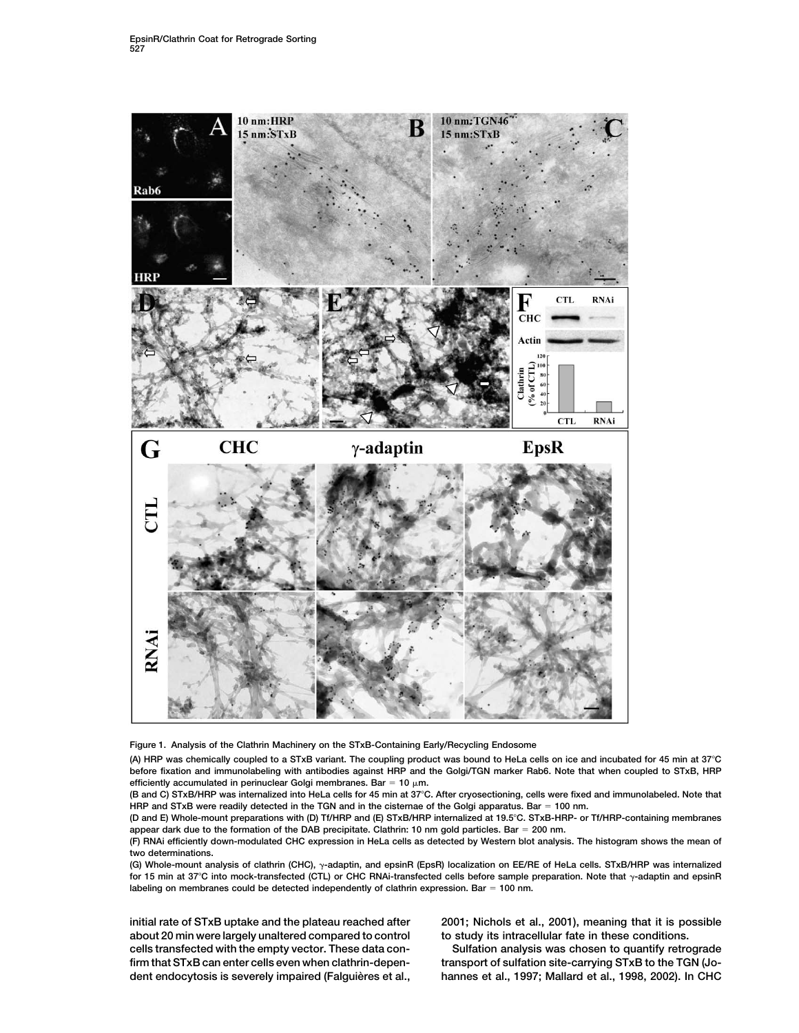Figure 1. Analysis of the Clathrin Machinery on the STxB-Containing Early/Recycling Endosome

(A) HRP was chemically coupled to a STxB variant. The coupling product was bound to HeLa cells on ice and incubated for 45 min at 37°C before fixation and immunolabeling with antibodies against HRP and the Golgi/TGN marker Rab6. Note that when coupled to STxB, HRP efficiently accumulated in perinuclear Golgi membranes. Bar = 10 μm.

(B and C) STxB/HRP was internalized into HeLa cells for 45 min at 37°C. After cryosectioning, cells were fixed and immunolabeled. Note that HRP and STxB were readily detected in the TGN and in the cisternae of the Golgi apparatus. Bar = 100 nm.

(D and E) Whole-mount preparations with (D) Tf/HRP and (E) STxB/HRP internalized at 19.5°C. STxB-HRP- or Tf/HRP-containing membranes appear dark due to the formation of the DAB precipitate. Clathrin: 10 nm gold particles. Bar = 200 nm.

(F) RNAi efficiently down-modulated CHC expression in HeLa cells as detected by Western blot analysis. The histogram shows the mean of two determinations.

(G) Whole-mount analysis of clathrin (CHC), γ-adaptin, and epsinR (EpsR) localization on EE/RE of HeLa cells. STxB/HRP was internalized for 15 min at 37°C into mock-transfected (CTL) or CHC RNAi-transfected cells before sample preparation. Note that γ-adaptin and epsinR labeling on membranes could be detected independently of clathrin expression. Bar = 100 nm.

initial rate of STxB uptake and the plateau reached after about 20 min were largely unaltered compared to control cells transfected with the empty vector. These data confirm that STxB can enter cells even when clathrin-dependent endocytosis is severely impaired (Falguières et al., 2001; Nichols et al., 2001), meaning that it is possible to study its intracellular fate in these conditions.

Sulfation analysis was chosen to quantify retrograde transport of sulfation site-carrying STxB to the TGN (Johannes et al., 1997; Mallard et al., 1998, 2002). In CHC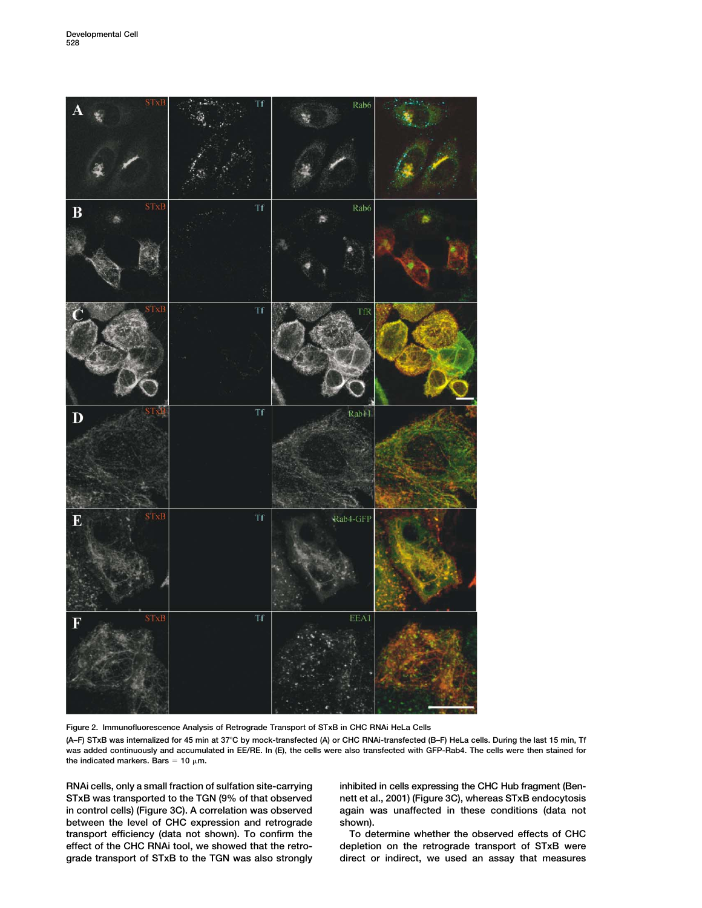Figure 2. Immunofluorescence Analysis of Retrograde Transport of STxB in CHC RNAi HeLa Cells

(A–F) STxB was internalized for 45 min at 37°C by mock-transfected (A) or CHC RNAi-transfected (B–F) HeLa cells. During the last 15 min, Tf was added continuously and accumulated in EE/RE. In (E), the cells were also transfected with GFP-Rab4. The cells were then stained for the indicated markers. Bars = 10 μm.

RNAi cells, only a small fraction of sulfation site-carrying STxB was transported to the TGN (9% of that observed in control cells) (Figure 3C). A correlation was observed between the level of CHC expression and retrograde transport efficiency (data not shown). To confirm the effect of the CHC RNAi tool, we showed that the retrograde transport of STxB to the TGN was also strongly inhibited in cells expressing the CHC Hub fragment (Bennett et al., 2001) (Figure 3C), whereas STxB endocytosis again was unaffected in these conditions (data not shown).

To determine whether the observed effects of CHC depletion on the retrograde transport of STxB were direct or indirect, we used an assay that measures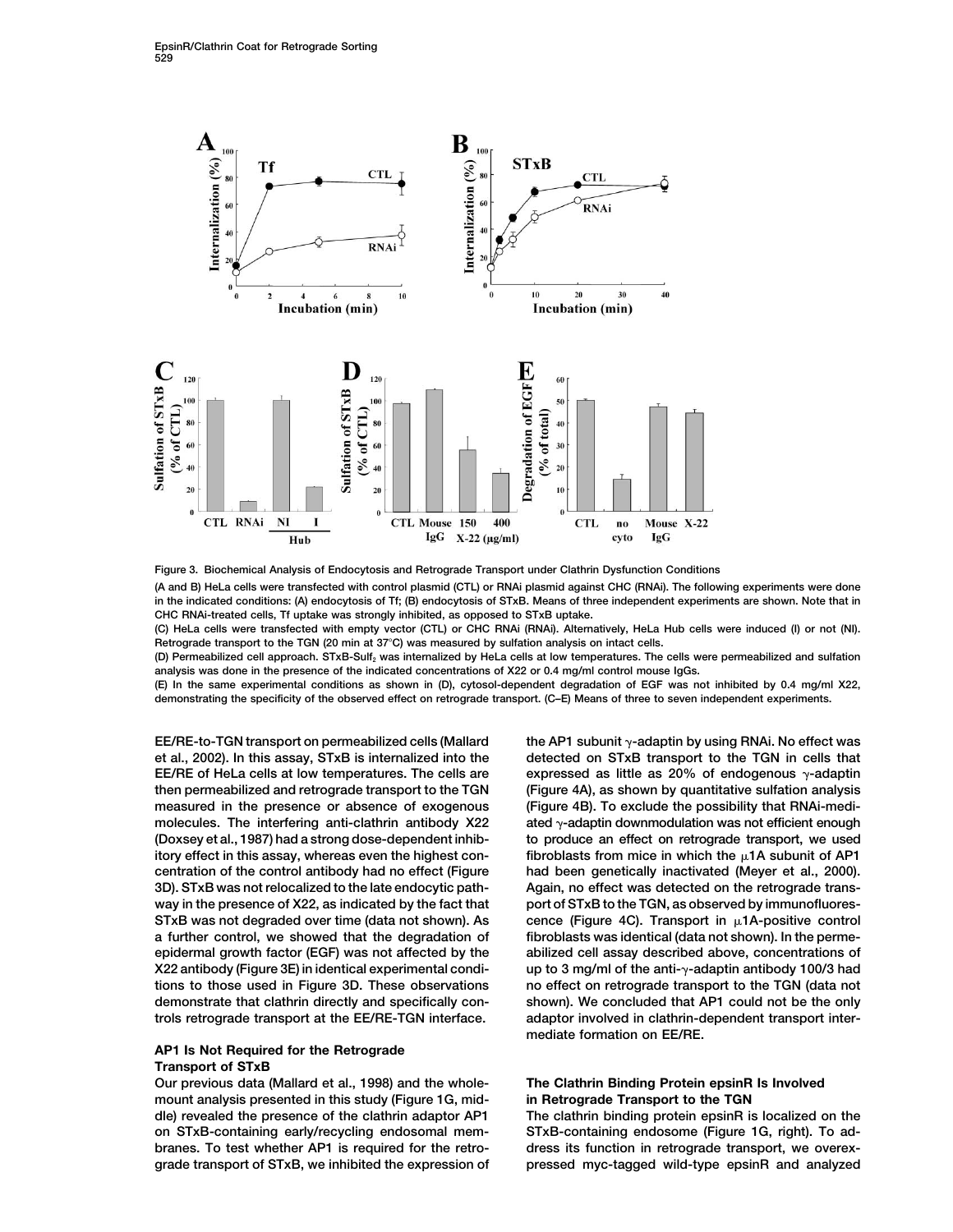**Figure 3. Biochemical Analysis of Endocytosis and Retrograde Transport under Clathrin Dysfunction Conditions**

(A and B) HeLa cells were transfected with control plasmid (CTL) or RNAi plasmid against CHC (RNAi). The following experiments were done in the indicated conditions: (A) endocytosis of Tf; (B) endocytosis of STxB. Means of three independent experiments are shown. Note that in CHC RNAi-treated cells, Tf uptake was strongly inhibited, as opposed to STxB uptake.

(C) HeLa cells were transfected with empty vector (CTL) or CHC RNAi (RNAi). Alternatively, HeLa Hub cells were induced (I) or not (NI). Retrograde transport to the TGN (20 min at 37°C) was measured by sulfation analysis on intact cells.

(D) Permeabilized cell approach. STxB-Sulf$_2$ was internalized by HeLa cells at low temperatures. The cells were permeabilized and sulfation analysis was done in the presence of the indicated concentrations of X22 or 0.4 mg/ml control mouse IgGs.

(E) In the same experimental conditions as shown in (D), cytosol-dependent degradation of EGF was not inhibited by 0.4 mg/ml X22, demonstrating the specificity of the observed effect on retrograde transport. (C–E) Means of three to seven independent experiments.

EE/RE-to-TGN transport on permeabilized cells (Mallard et al., 2002). In this assay, STxB is internalized into the EE/RE of HeLa cells at low temperatures. The cells are then permeabilized and retrograde transport to the TGN measured in the presence or absence of exogenous molecules. The interfering anti-clathrin antibody X22 (Doxsey et al., 1987) had a strong dose-dependent inhibitory effect in this assay, whereas even the highest concentration of the control antibody had no effect (Figure 3D). STxB was not relocalized to the late endocytic pathway in the presence of X22, as indicated by the fact that STxB was not degraded over time (data not shown). As a further control, we showed that the degradation of epidermal growth factor (EGF) was not affected by the X22 antibody (Figure 3E) in identical experimental conditions to those used in Figure 3D. These observations demonstrate that clathrin directly and specifically controls retrograde transport at the EE/RE-TGN interface.

## AP1 Is Not Required for the Retrograde Transport of STxB

Our previous data (Mallard et al., 1998) and the whole-mount analysis presented in this study (Figure 1G, middle) revealed the presence of the clathrin adaptor AP1 on STxB-containing early/recycling endosomal membranes. To test whether AP1 is required for the retrograde transport of STxB, we inhibited the expression of the AP1 subunit γ-adaptin by using RNAi. No effect was detected on STxB transport to the TGN in cells that expressed as little as 20% of endogenous γ-adaptin (Figure 4A), as shown by quantitative sulfation analysis (Figure 4B). To exclude the possibility that RNAi-mediated γ-adaptin downmodulation was not efficient enough to produce an effect on retrograde transport, we used fibroblasts from mice in which the μ1A subunit of AP1 had been genetically inactivated (Meyer et al., 2000). Again, no effect was detected on the retrograde transport of STxB to the TGN, as observed by immunofluorescence (Figure 4C). Transport in μ1A-positive control fibroblasts was identical (data not shown). In the permeabilized cell assay described above, concentrations of up to 3 mg/ml of the anti-γ-adaptin antibody 100/3 had no effect on retrograde transport to the TGN (data not shown). We concluded that AP1 could not be the only adaptor involved in clathrin-dependent transport intermediate formation on EE/RE.

## The Clathrin Binding Protein epsinR Is Involved in Retrograde Transport to the TGN

The clathrin binding protein epsinR is localized on the STxB-containing endosome (Figure 1G, right). To address its function in retrograde transport, we overexpressed myc-tagged wild-type epsinR and analyzed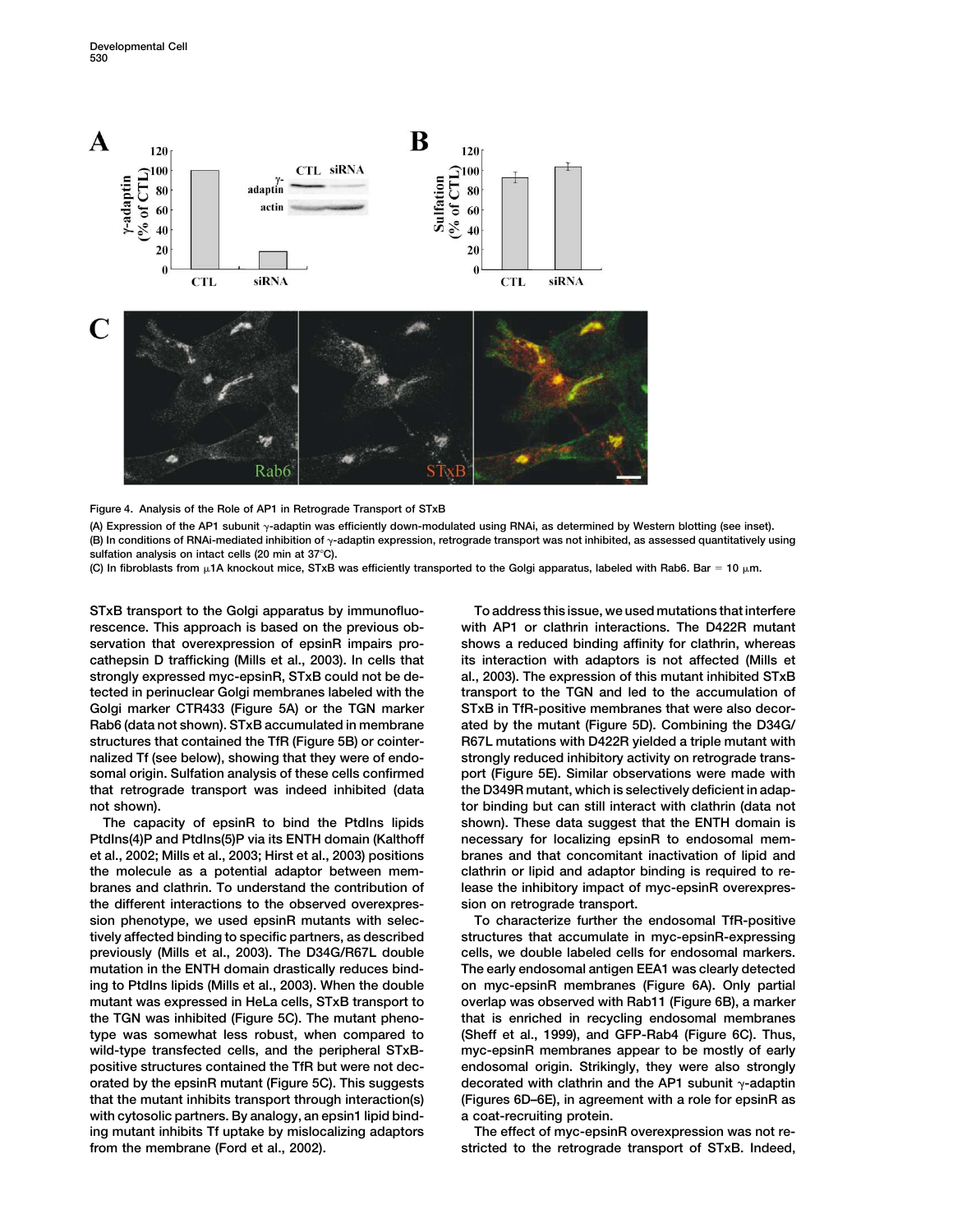Figure 4. Analysis of the Role of AP1 in Retrograde Transport of STxB

(A) Expression of the AP1 subunit γ-adaptin was efficiently down-modulated using RNAi, as determined by Western blotting (see inset).

(B) In conditions of RNAi-mediated inhibition of γ-adaptin expression, retrograde transport was not inhibited, as assessed quantitatively using sulfation analysis on intact cells (20 min at 37°C).

(C) In fibroblasts from μ1A knockout mice, STxB was efficiently transported to the Golgi apparatus, labeled with Rab6. Bar = 10 μm.

STxB transport to the Golgi apparatus by immunofluorescence. This approach is based on the previous observation that overexpression of epsinR impairs procathepsin D trafficking (Mills et al., 2003). In cells that strongly expressed myc-epsinR, STxB could not be detected in perinuclear Golgi membranes labeled with the Golgi marker CTR433 (Figure 5A) or the TGN marker Rab6 (data not shown). STxB accumulated in membrane structures that contained the TfR (Figure 5B) or cointernalized Tf (see below), showing that they were of endosomal origin. Sulfation analysis of these cells confirmed that retrograde transport was indeed inhibited (data not shown).

The capacity of epsinR to bind the PtdIns lipids PtdIns(4)P and PtdIns(5)P via its ENTH domain (Kalthoff et al., 2002; Mills et al., 2003; Hirst et al., 2003) positions the molecule as a potential adaptor between membranes and clathrin. To understand the contribution of the different interactions to the observed overexpression phenotype, we used epsinR mutants with selectively affected binding to specific partners, as described previously (Mills et al., 2003). The D34G/R67L double mutation in the ENTH domain drastically reduces binding to PtdIns lipids (Mills et al., 2003). When the double mutant was expressed in HeLa cells, STxB transport to the TGN was inhibited (Figure 5C). The mutant phenotype was somewhat less robust, when compared to wild-type transfected cells, and the peripheral STxB-positive structures contained the TfR but were not decorated by the epsinR mutant (Figure 5C). This suggests that the mutant inhibits transport through interaction(s) with cytosolic partners. By analogy, an epsin1 lipid binding mutant inhibits Tf uptake by mislocalizing adaptors from the membrane (Ford et al., 2002).

To address this issue, we used mutations that interfere with AP1 or clathrin interactions. The D422R mutant shows a reduced binding affinity for clathrin, whereas its interaction with adaptors is not affected (Mills et al., 2003). The expression of this mutant inhibited STxB transport to the TGN and led to the accumulation of STxB in TfR-positive membranes that were also decorated by the mutant (Figure 5D). Combining the D34G/R67L mutations with D422R yielded a triple mutant with strongly reduced inhibitory activity on retrograde transport (Figure 5E). Similar observations were made with the D349R mutant, which is selectively deficient in adaptor binding but can still interact with clathrin (data not shown). These data suggest that the ENTH domain is necessary for localizing epsinR to endosomal membranes and that concomitant inactivation of lipid and clathrin or lipid and adaptor binding is required to release the inhibitory impact of myc-epsinR overexpression on retrograde transport.

To characterize further the endosomal TfR-positive structures that accumulate in myc-epsinR-expressing cells, we double labeled cells for endosomal markers. The early endosomal antigen EEA1 was clearly detected on myc-epsinR membranes (Figure 6A). Only partial overlap was observed with Rab11 (Figure 6B), a marker that is enriched in recycling endosomal membranes (Sheff et al., 1999), and GFP-Rab4 (Figure 6C). Thus, myc-epsinR membranes appear to be mostly of early endosomal origin. Strikingly, they were also strongly decorated with clathrin and the AP1 subunit γ-adaptin (Figures 6D–6E), in agreement with a role for epsinR as a coat-recruiting protein.

The effect of myc-epsinR overexpression was not restricted to the retrograde transport of STxB. Indeed,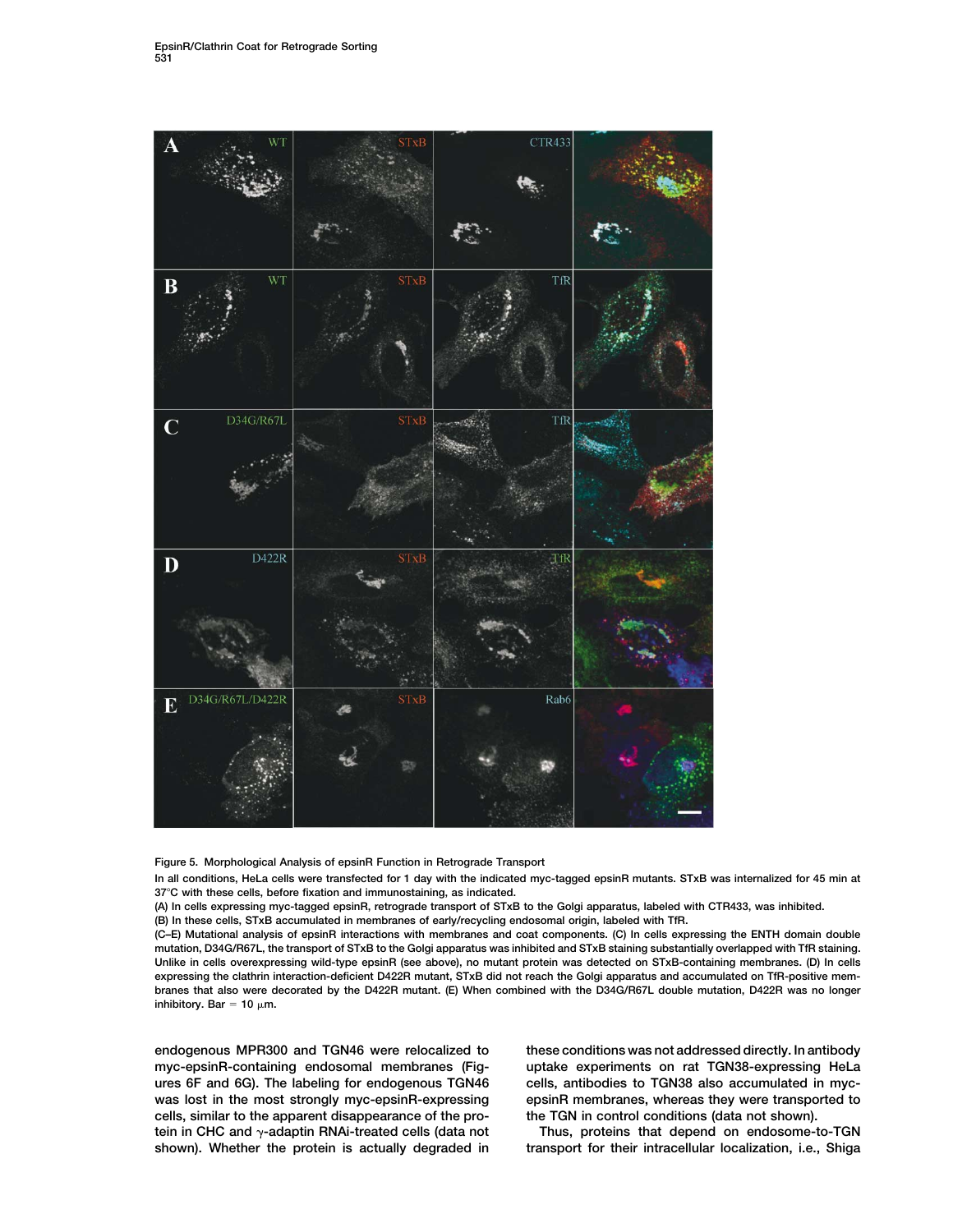Figure 5. Morphological Analysis of epsinR Function in Retrograde Transport

In all conditions, HeLa cells were transfected for 1 day with the indicated myc-tagged epsinR mutants. STxB was internalized for 45 min at 37°C with these cells, before fixation and immunostaining, as indicated.

(A) In cells expressing myc-tagged epsinR, retrograde transport of STxB to the Golgi apparatus, labeled with CTR433, was inhibited.

(B) In these cells, STxB accumulated in membranes of early/recycling endosomal origin, labeled with TfR.

(C–E) Mutational analysis of epsinR interactions with membranes and coat components. (C) In cells expressing the ENTH domain double mutation, D34G/R67L, the transport of STxB to the Golgi apparatus was inhibited and STxB staining substantially overlapped with TfR staining. Unlike in cells overexpressing wild-type epsinR (see above), no mutant protein was detected on STxB-containing membranes. (D) In cells expressing the clathrin interaction-deficient D422R mutant, STxB did not reach the Golgi apparatus and accumulated on TfR-positive membranes that also were decorated by the D422R mutant. (E) When combined with the D34G/R67L double mutation, D422R was no longer inhibitory. Bar = 10 μm.

endogenous MPR300 and TGN46 were relocalized to myc-epsinR-containing endosomal membranes (Figures 6F and 6G). The labeling for endogenous TGN46 was lost in the most strongly myc-epsinR-expressing cells, similar to the apparent disappearance of the protein in CHC and γ-adaptin RNAi-treated cells (data not shown). Whether the protein is actually degraded in these conditions was not addressed directly. In antibody uptake experiments on rat TGN38-expressing HeLa cells, antibodies to TGN38 also accumulated in myc-epsinR membranes, whereas they were transported to the TGN in control conditions (data not shown).

Thus, proteins that depend on endosome-to-TGN transport for their intracellular localization, i.e., Shiga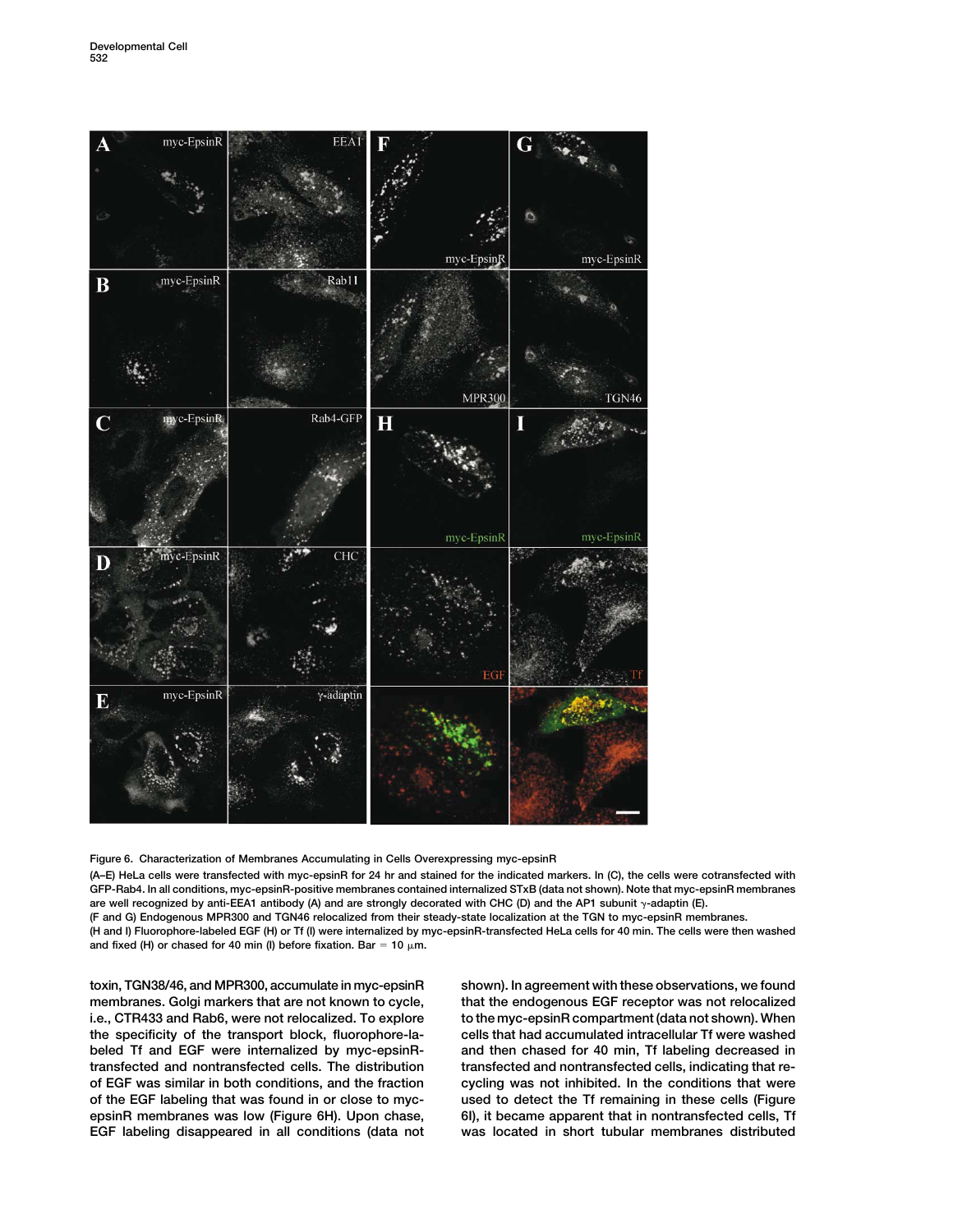Figure 6. Characterization of Membranes Accumulating in Cells Overexpressing myc-epsinR

(A–E) HeLa cells were transfected with myc-epsinR for 24 hr and stained for the indicated markers. In (C), the cells were cotransfected with GFP-Rab4. In all conditions, myc-epsinR-positive membranes contained internalized STxB (data not shown). Note that myc-epsinR membranes are well recognized by anti-EEA1 antibody (A) and are strongly decorated with CHC (D) and the AP1 subunit γ-adaptin (E).

(F and G) Endogenous MPR300 and TGN46 relocalized from their steady-state localization at the TGN to myc-epsinR membranes.

(H and I) Fluorophore-labeled EGF (H) or Tf (I) were internalized by myc-epsinR-transfected HeLa cells for 40 min. The cells were then washed and fixed (H) or chased for 40 min (I) before fixation. Bar = 10 μm.

toxin, TGN38/46, and MPR300, accumulate in myc-epsinR membranes. Golgi markers that are not known to cycle, i.e., CTR433 and Rab6, were not relocalized. To explore the specificity of the transport block, fluorophore-labeled Tf and EGF were internalized by myc-epsinR-transfected and nontransfected cells. The distribution of EGF was similar in both conditions, and the fraction of the EGF labeling that was found in or close to myc-epsinR membranes was low (Figure 6H). Upon chase, EGF labeling disappeared in all conditions (data not shown). In agreement with these observations, we found that the endogenous EGF receptor was not relocalized to the myc-epsinR compartment (data not shown). When cells that had accumulated intracellular Tf were washed and then chased for 40 min, Tf labeling decreased in transfected and nontransfected cells, indicating that recycling was not inhibited. In the conditions that were used to detect the Tf remaining in these cells (Figure 6I), it became apparent that in nontransfected cells, Tf was located in short tubular membranes distributed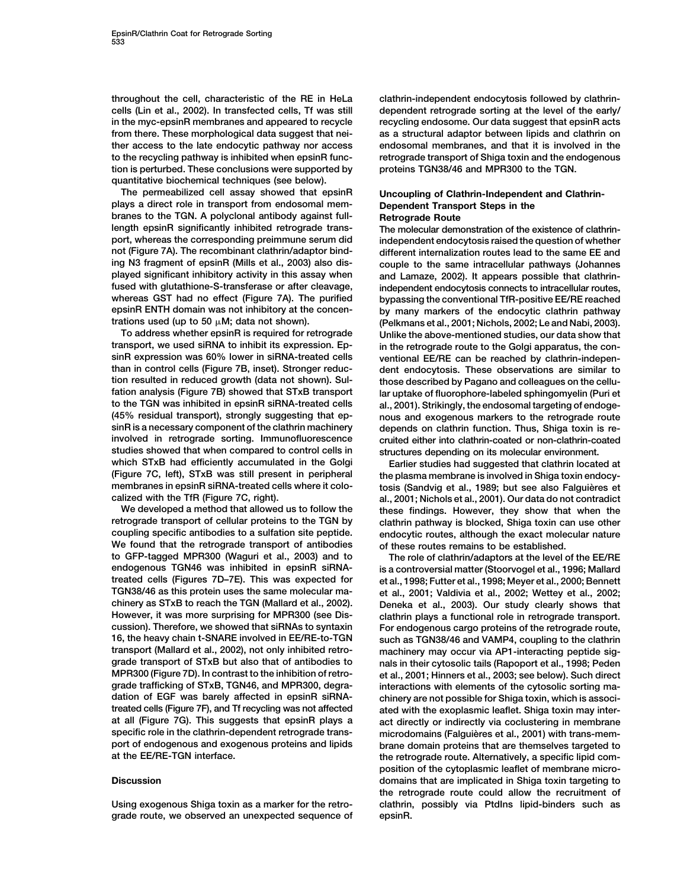throughout the cell, characteristic of the RE in HeLa cells (Lin et al., 2002). In transfected cells, Tf was still in the myc-epsinR membranes and appeared to recycle from there. These morphological data suggest that neither access to the late endocytic pathway nor access to the recycling pathway is inhibited when epsinR function is perturbed. These conclusions were supported by quantitative biochemical techniques (see below).

The permeabilized cell assay showed that epsinR plays a direct role in transport from endosomal membranes to the TGN. A polyclonal antibody against full-length epsinR significantly inhibited retrograde transport, whereas the corresponding preimmune serum did not (Figure 7A). The recombinant clathrin/adaptor binding N3 fragment of epsinR (Mills et al., 2003) also displayed significant inhibitory activity in this assay when fused with glutathione-S-transferase or after cleavage, whereas GST had no effect (Figure 7A). The purified epsinR ENTH domain was not inhibitory at the concentrations used (up to 50 μM; data not shown).

To address whether epsinR is required for retrograde transport, we used siRNA to inhibit its expression. EpsinR expression was 60% lower in siRNA-treated cells than in control cells (Figure 7B, inset). Stronger reduction resulted in reduced growth (data not shown). Sulfation analysis (Figure 7B) showed that STxB transport to the TGN was inhibited in epsinR siRNA-treated cells (45% residual transport), strongly suggesting that epsinR is a necessary component of the clathrin machinery involved in retrograde sorting. Immunofluorescence studies showed that when compared to control cells in which STxB had efficiently accumulated in the Golgi (Figure 7C, left), STxB was still present in peripheral membranes in epsinR siRNA-treated cells where it colocalized with the TfR (Figure 7C, right).

We developed a method that allowed us to follow the retrograde transport of cellular proteins to the TGN by coupling specific antibodies to a sulfation site peptide. We found that the retrograde transport of antibodies to GFP-tagged MPR300 (Waguri et al., 2003) and to endogenous TGN46 was inhibited in epsinR siRNA-treated cells (Figures 7D–7E). This was expected for TGN38/46 as this protein uses the same molecular machinery as STxB to reach the TGN (Mallard et al., 2002). However, it was more surprising for MPR300 (see Discussion). Therefore, we showed that siRNAs to syntaxin 16, the heavy chain t-SNARE involved in EE/RE-to-TGN transport (Mallard et al., 2002), not only inhibited retrograde transport of STxB but also that of antibodies to MPR300 (Figure 7D). In contrast to the inhibition of retrograde trafficking of STxB, TGN46, and MPR300, degradation of EGF was barely affected in epsinR siRNA-treated cells (Figure 7F), and Tf recycling was not affected at all (Figure 7G). This suggests that epsinR plays a specific role in the clathrin-dependent retrograde transport of endogenous and exogenous proteins and lipids at the EE/RE-TGN interface.

## Discussion

Using exogenous Shiga toxin as a marker for the retrograde route, we observed an unexpected sequence of clathrin-independent endocytosis followed by clathrin-dependent retrograde sorting at the level of the early/recycling endosome. Our data suggest that epsinR acts as a structural adaptor between lipids and clathrin on endosomal membranes, and that it is involved in the retrograde transport of Shiga toxin and the endogenous proteins TGN38/46 and MPR300 to the TGN.

### Uncoupling of Clathrin-Independent and Clathrin-Dependent Transport Steps in the Retrograde Route

The molecular demonstration of the existence of clathrin-independent endocytosis raised the question of whether different internalization routes lead to the same EE and couple to the same intracellular pathways (Johannes and Lamaze, 2002). It appears possible that clathrin-independent endocytosis connects to intracellular routes, bypassing the conventional TfR-positive EE/RE reached by many markers of the endocytic clathrin pathway (Pelkmans et al., 2001; Nichols, 2002; Le and Nabi, 2003). Unlike the above-mentioned studies, our data show that in the retrograde route to the Golgi apparatus, the conventional EE/RE can be reached by clathrin-independent endocytosis. These observations are similar to those described by Pagano and colleagues on the cellular uptake of fluorophore-labeled sphingomyelin (Puri et al., 2001). Strikingly, the endosomal targeting of endogenous and exogenous markers to the retrograde route depends on clathrin function. Thus, Shiga toxin is recruited either into clathrin-coated or non-clathrin-coated structures depending on its molecular environment.

Earlier studies had suggested that clathrin located at the plasma membrane is involved in Shiga toxin endocytosis (Sandvig et al., 1989; but see also Falguières et al., 2001; Nichols et al., 2001). Our data do not contradict these findings. However, they show that when the clathrin pathway is blocked, Shiga toxin can use other endocytic routes, although the exact molecular nature of these routes remains to be established.

The role of clathrin/adaptors at the level of the EE/RE is a controversial matter (Stoorvogel et al., 1996; Mallard et al., 1998; Futter et al., 1998; Meyer et al., 2000; Bennett et al., 2001; Valdivia et al., 2002; Wettey et al., 2002; Deneka et al., 2003). Our study clearly shows that clathrin plays a functional role in retrograde transport. For endogenous cargo proteins of the retrograde route, such as TGN38/46 and VAMP4, coupling to the clathrin machinery may occur via AP1-interacting peptide signals in their cytosolic tails (Rapoport et al., 1998; Peden et al., 2001; Hinners et al., 2003; see below). Such direct interactions with elements of the cytosolic sorting machinery are not possible for Shiga toxin, which is associated with the exoplasmic leaflet. Shiga toxin may interact directly or indirectly via coclustering in membrane microdomains (Falguières et al., 2001) with trans-membrane domain proteins that are themselves targeted to the retrograde route. Alternatively, a specific lipid composition of the cytoplasmic leaflet of membrane microdomains that are implicated in Shiga toxin targeting to the retrograde route could allow the recruitment of clathrin, possibly via PtdIns lipid-binders such as epsinR.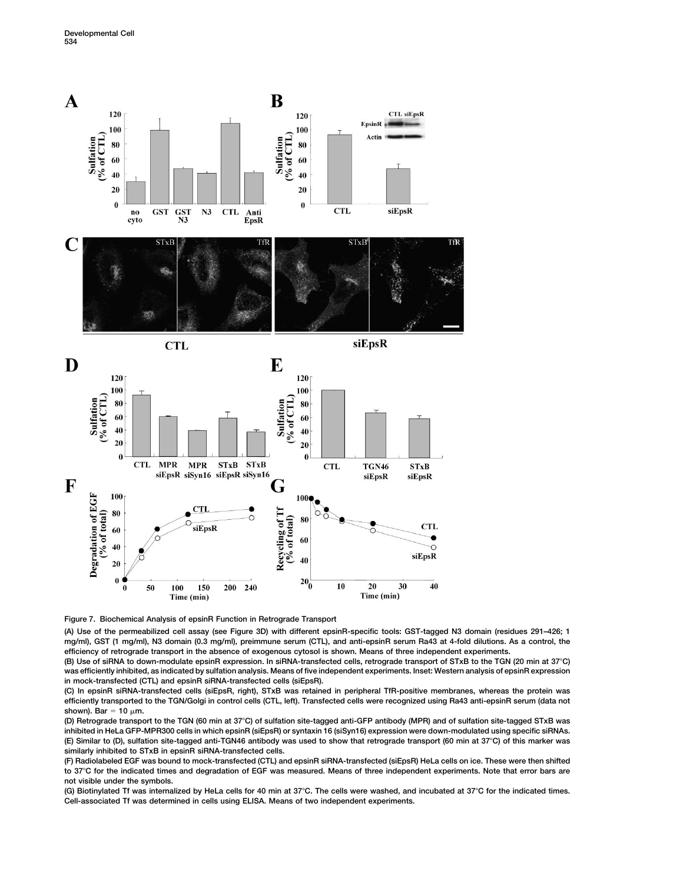Figure 7. Biochemical Analysis of epsinR Function in Retrograde Transport

(A) Use of the permeabilized cell assay (see Figure 3D) with different epsinR-specific tools: GST-tagged N3 domain (residues 291–426; 1 mg/ml), GST (1 mg/ml), N3 domain (0.3 mg/ml), preimmune serum (CTL), and anti-epsinR serum Ra43 at 4-fold dilutions. As a control, the efficiency of retrograde transport in the absence of exogenous cytosol is shown. Means of three independent experiments.

(B) Use of siRNA to down-modulate epsinR expression. In siRNA-transfected cells, retrograde transport of STxB to the TGN (20 min at 37°C) was efficiently inhibited, as indicated by sulfation analysis. Means of five independent experiments. Inset: Western analysis of epsinR expression in mock-transfected (CTL) and epsinR siRNA-transfected cells (siEpsR).

(C) In epsinR siRNA-transfected cells (siEpsR, right), STxB was retained in peripheral TfR-positive membranes, whereas the protein was efficiently transported to the TGN/Golgi in control cells (CTL, left). Transfected cells were recognized using Ra43 anti-epsinR serum (data not shown). Bar = 10 μm.

(D) Retrograde transport to the TGN (60 min at 37°C) of sulfation site-tagged anti-GFP antibody (MPR) and of sulfation site-tagged STxB was inhibited in HeLa GFP-MPR300 cells in which epsinR (siEpsR) or syntaxin 16 (siSyn16) expression were down-modulated using specific siRNAs.

(E) Similar to (D), sulfation site-tagged anti-TGN46 antibody was used to show that retrograde transport (60 min at 37°C) of this marker was similarly inhibited to STxB in epsinR siRNA-transfected cells.

(F) Radiolabeled EGF was bound to mock-transfected (CTL) and epsinR siRNA-transfected (siEpsR) HeLa cells on ice. These were then shifted to 37°C for the indicated times and degradation of EGF was measured. Means of three independent experiments. Note that error bars are not visible under the symbols.

(G) Biotinylated Tf was internalized by HeLa cells for 40 min at 37°C. The cells were washed, and incubated at 37°C for the indicated times. Cell-associated Tf was determined in cells using ELISA. Means of two independent experiments.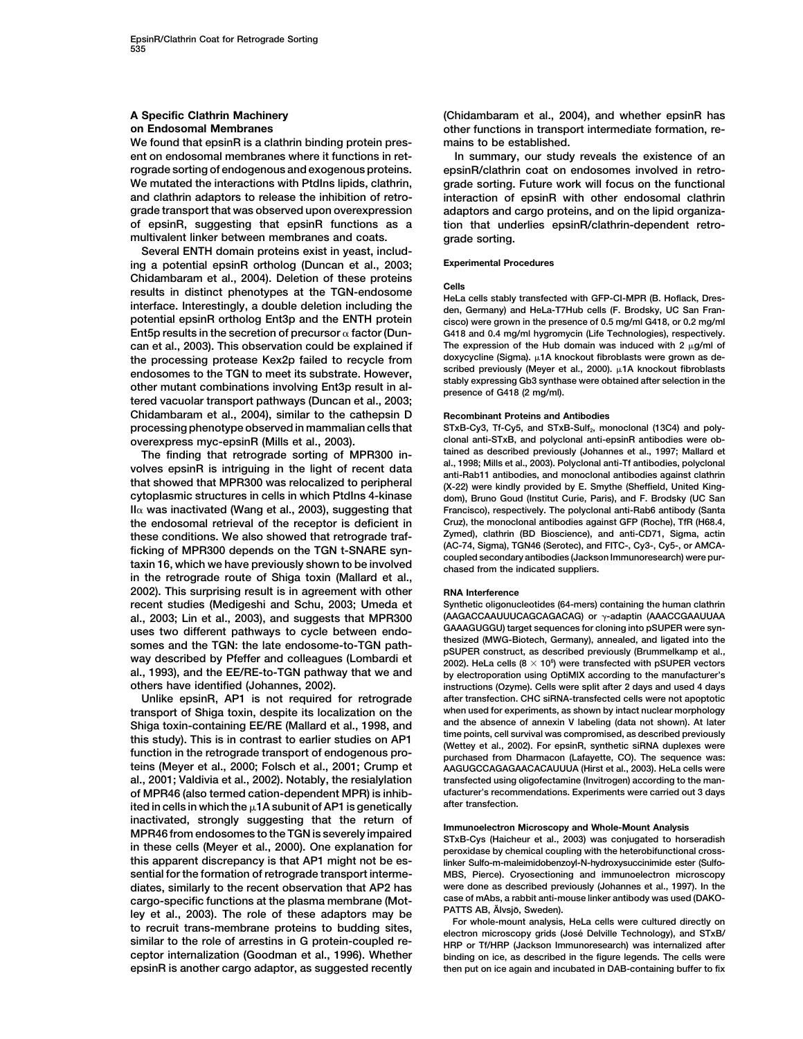## A Specific Clathrin Machinery on Endosomal Membranes

We found that epsinR is a clathrin binding protein present on endosomal membranes where it functions in retrograde sorting of endogenous and exogenous proteins. We mutated the interactions with PtdIns lipids, clathrin, and clathrin adaptors to release the inhibition of retrograde transport that was observed upon overexpression of epsinR, suggesting that epsinR functions as a multivalent linker between membranes and coats.

Several ENTH domain proteins exist in yeast, including a potential epsinR ortholog (Duncan et al., 2003; Chidambaram et al., 2004). Deletion of these proteins results in distinct phenotypes at the TGN-endosome interface. Interestingly, a double deletion including the potential epsinR ortholog Ent3p and the ENTH protein Ent5p results in the secretion of precursor α factor (Duncan et al., 2003). This observation could be explained if the processing protease Kex2p failed to recycle from endosomes to the TGN to meet its substrate. However, other mutant combinations involving Ent3p result in altered vacuolar transport pathways (Duncan et al., 2003; Chidambaram et al., 2004), similar to the cathepsin D processing phenotype observed in mammalian cells that overexpress myc-epsinR (Mills et al., 2003).

The finding that retrograde sorting of MPR300 involves epsinR is intriguing in the light of recent data that showed that MPR300 was relocalized to peripheral cytoplasmic structures in cells in which PtdIns 4-kinase IIα was inactivated (Wang et al., 2003), suggesting that the endosomal retrieval of the receptor is deficient in these conditions. We also showed that retrograde trafficking of MPR300 depends on the TGN t-SNARE syntaxin 16, which we have previously shown to be involved in the retrograde route of Shiga toxin (Mallard et al., 2002). This surprising result is in agreement with other recent studies (Medigeshi and Schu, 2003; Umeda et al., 2003; Lin et al., 2003), and suggests that MPR300 uses two different pathways to cycle between endosomes and the TGN: the late endosome-to-TGN pathway described by Pfeffer and colleagues (Lombardi et al., 1993), and the EE/RE-to-TGN pathway that we and others have identified (Johannes, 2002).

Unlike epsinR, AP1 is not required for retrograde transport of Shiga toxin, despite its localization on the Shiga toxin-containing EE/RE (Mallard et al., 1998, and this study). This is in contrast to earlier studies on AP1 function in the retrograde transport of endogenous proteins (Meyer et al., 2000; Folsch et al., 2001; Crump et al., 2001; Valdivia et al., 2002). Notably, the resialylation of MPR46 (also termed cation-dependent MPR) is inhibited in cells in which the μ1A subunit of AP1 is genetically inactivated, strongly suggesting that the return of MPR46 from endosomes to the TGN is severely impaired in these cells (Meyer et al., 2000). One explanation for this apparent discrepancy is that AP1 might not be essential for the formation of retrograde transport intermediates, similarly to the recent observation that AP2 has cargo-specific functions at the plasma membrane (Motley et al., 2003). The role of these adaptors may be to recruit trans-membrane proteins to budding sites, similar to the role of arrestins in G protein-coupled receptor internalization (Goodman et al., 1996). Whether epsinR is another cargo adaptor, as suggested recently (Chidambaram et al., 2004), and whether epsinR has other functions in transport intermediate formation, remains to be established.

In summary, our study reveals the existence of an epsinR/clathrin coat on endosomes involved in retrograde sorting. Future work will focus on the functional interaction of epsinR with other endosomal clathrin adaptors and cargo proteins, and on the lipid organization that underlies epsinR/clathrin-dependent retrograde sorting.

## Experimental Procedures

### Cells

HeLa cells stably transfected with GFP-CI-MPR (B. Hoflack, Dresden, Germany) and HeLa-T7Hub cells (F. Brodsky, UC San Francisco) were grown in the presence of 0.5 mg/ml G418, or 0.2 mg/ml G418 and 0.4 mg/ml hygromycin (Life Technologies), respectively. The expression of the Hub domain was induced with 2 μg/ml of doxycycline (Sigma). μ1A knockout fibroblasts were grown as described previously (Meyer et al., 2000). μ1A knockout fibroblasts stably expressing Gb3 synthase were obtained after selection in the presence of G418 (2 mg/ml).

### Recombinant Proteins and Antibodies

STxB-Cy3, Tf-Cy5, and STxB-Sulf$_2$, monoclonal (13C4) and polyclonal anti-STxB, and polyclonal anti-epsinR antibodies were obtained as described previously (Johannes et al., 1997; Mallard et al., 1998; Mills et al., 2003). Polyclonal anti-Tf antibodies, polyclonal anti-Rab11 antibodies, and monoclonal antibodies against clathrin (X-22) were kindly provided by E. Smythe (Sheffield, United Kingdom), Bruno Goud (Institut Curie, Paris), and F. Brodsky (UC San Francisco), respectively. The polyclonal anti-Rab6 antibody (Santa Cruz), the monoclonal antibodies against GFP (Roche), TfR (H68.4, Zymed), clathrin (BD Bioscience), and anti-CD71, Sigma, actin (AC-74, Sigma), TGN46 (Serotec), and FITC-, Cy3-, Cy5-, or AMCA-coupled secondary antibodies (Jackson Immunoresearch) were purchased from the indicated suppliers.

### RNA Interference

Synthetic oligonucleotides (64-mers) containing the human clathrin (AAGACCAAUUUCAGCAGACAG) or γ-adaptin (AAACCGAAUUAAGAAAGUGGU) target sequences for cloning into pSUPER were synthesized (MWG-Biotech, Germany), annealed, and ligated into the pSUPER construct, as described previously (Brummelkamp et al., 2002). HeLa cells ($8 \times 10^6$) were transfected with pSUPER vectors by electroporation using OptiMIX according to the manufacturer's instructions (Ozyme). Cells were split after 2 days and used 4 days after transfection. CHC siRNA-transfected cells were not apoptotic when used for experiments, as shown by intact nuclear morphology and the absence of annexin V labeling (data not shown). At later time points, cell survival was compromised, as described previously (Wettey et al., 2002). For epsinR, synthetic siRNA duplexes were purchased from Dharmacon (Lafayette, CO). The sequence was: AAGUGCCAGAGAACACAUUUA (Hirst et al., 2003). HeLa cells were transfected using oligofectamine (Invitrogen) according to the manufacturer's recommendations. Experiments were carried out 3 days after transfection.

### Immunoelectron Microscopy and Whole-Mount Analysis

STxB-Cys (Haicheur et al., 2003) was conjugated to horseradish peroxidase by chemical coupling with the heterobifunctional cross-linker Sulfo-m-maleimidobenzoyl-N-hydroxysuccinimide ester (Sulfo-MBS, Pierce). Cryosectioning and immunoelectron microscopy were done as described previously (Johannes et al., 1997). In the case of mAbs, a rabbit anti-mouse linker antibody was used (DAKO-PATTS AB, Älvsjö, Sweden).

For whole-mount analysis, HeLa cells were cultured directly on electron microscopy grids (José Delville Technology), and STxB/HRP or Tf/HRP (Jackson Immunoresearch) was internalized after binding on ice, as described in the figure legends. The cells were then put on ice again and incubated in DAB-containing buffer to fix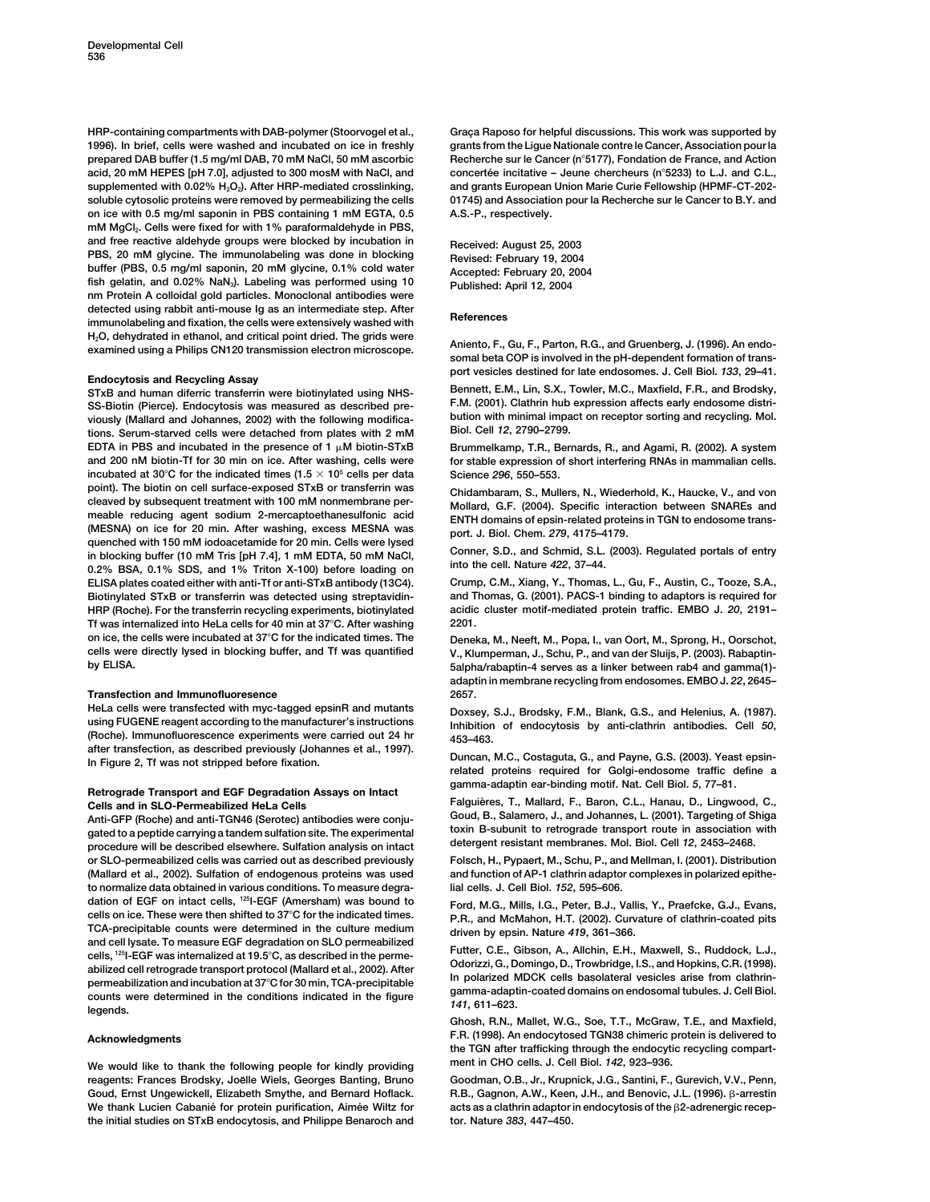HRP-containing compartments with DAB-polymer (Stoorvogel et al., 1996). In brief, cells were washed and incubated on ice in freshly prepared DAB buffer (1.5 mg/ml DAB, 70 mM NaCl, 50 mM ascorbic acid, 20 mM HEPES [pH 7.0], adjusted to 300 mosM with NaCl, and supplemented with 0.02% $H_2O_2$). After HRP-mediated crosslinking, soluble cytosolic proteins were removed by permeabilizing the cells on ice with 0.5 mg/ml saponin in PBS containing 1 mM EGTA, 0.5 mM $MgCl_2$. Cells were fixed for with 1% paraformaldehyde in PBS, and free reactive aldehyde groups were blocked by incubation in PBS, 20 mM glycine. The immunolabeling was done in blocking buffer (PBS, 0.5 mg/ml saponin, 20 mM glycine, 0.1% cold water fish gelatin, and 0.02% $NaN_3$). Labeling was performed using 10 nm Protein A colloidal gold particles. Monoclonal antibodies were detected using rabbit anti-mouse Ig as an intermediate step. After immunolabeling and fixation, the cells were extensively washed with $H_2O$, dehydrated in ethanol, and critical point dried. The grids were examined using a Philips CN120 transmission electron microscope.

### Endocytosis and Recycling Assay

STxB and human diferric transferrin were biotinylated using NHS-SS-Biotin (Pierce). Endocytosis was measured as described previously (Mallard and Johannes, 2002) with the following modifications. Serum-starved cells were detached from plates with 2 mM EDTA in PBS and incubated in the presence of 1 μM biotin-STxB and 200 nM biotin-Tf for 30 min on ice. After washing, cells were incubated at 30°C for the indicated times ($1.5 \times 10^5$ cells per data point). The biotin on cell surface-exposed STxB or transferrin was cleaved by subsequent treatment with 100 mM nonmembrane permeable reducing agent sodium 2-mercaptoethanesulfonic acid (MESNA) on ice for 20 min. After washing, excess MESNA was quenched with 150 mM iodoacetamide for 20 min. Cells were lysed in blocking buffer (10 mM Tris [pH 7.4], 1 mM EDTA, 50 mM NaCl, 0.2% BSA, 0.1% SDS, and 1% Triton X-100) before loading on ELISA plates coated either with anti-Tf or anti-STxB antibody (13C4). Biotinylated STxB or transferrin was detected using streptavidin-HRP (Roche). For the transferrin recycling experiments, biotinylated Tf was internalized into HeLa cells for 40 min at 37°C. After washing on ice, the cells were incubated at 37°C for the indicated times. The cells were directly lysed in blocking buffer, and Tf was quantified by ELISA.

### Transfection and Immunofluoresence

HeLa cells were transfected with myc-tagged epsinR and mutants using FUGENE reagent according to the manufacturer's instructions (Roche). Immunofluorescence experiments were carried out 24 hr after transfection, as described previously (Johannes et al., 1997). In Figure 2, Tf was not stripped before fixation.

### Retrograde Transport and EGF Degradation Assays on Intact Cells and in SLO-Permeabilized HeLa Cells

Anti-GFP (Roche) and anti-TGN46 (Serotec) antibodies were conjugated to a peptide carrying a tandem sulfation site. The experimental procedure will be described elsewhere. Sulfation analysis on intact or SLO-permeabilized cells was carried out as described previously (Mallard et al., 2002). Sulfation of endogenous proteins was used to normalize data obtained in various conditions. To measure degradation of EGF on intact cells, $^{125}$I-EGF (Amersham) was bound to cells on ice. These were then shifted to 37°C for the indicated times. TCA-precipitable counts were determined in the culture medium and cell lysate. To measure EGF degradation on SLO permeabilized cells, $^{125}$I-EGF was internalized at 19.5°C, as described in the permeabilized cell retrograde transport protocol (Mallard et al., 2002). After permeabilization and incubation at 37°C for 30 min, TCA-precipitable counts were determined in the conditions indicated in the figure legends.

## Acknowledgments

We would like to thank the following people for kindly providing reagents: Frances Brodsky, Joëlle Wiels, Georges Banting, Bruno Goud, Ernst Ungewickell, Elizabeth Smythe, and Bernard Hoflack. We thank Lucien Cabanié for protein purification, Aimée Wiltz for the initial studies on STxB endocytosis, and Philippe Benaroch and Graça Raposo for helpful discussions. This work was supported by grants from the Ligue Nationale contre le Cancer, Association pour la Recherche sur le Cancer (n°5177), Fondation de France, and Action concertée incitative – Jeune chercheurs (n°5233) to L.J. and C.L., and grants European Union Marie Curie Fellowship (HPMF-CT-2002-01745) and Association pour la Recherche sur le Cancer to B.Y. and A.S.-P., respectively.

Received: August 25, 2003
Revised: February 19, 2004
Accepted: February 20, 2004
Published: April 12, 2004

## References

Aniento, F., Gu, F., Parton, R.G., and Gruenberg, J. (1996). An endosomal beta COP is involved in the pH-dependent formation of transport vesicles destined for late endosomes. J. Cell Biol. *133*, 29–41.

Bennett, E.M., Lin, S.X., Towler, M.C., Maxfield, F.R., and Brodsky, F.M. (2001). Clathrin hub expression affects early endosome distribution with minimal impact on receptor sorting and recycling. Mol. Biol. Cell *12*, 2790–2799.

Brummelkamp, T.R., Bernards, R., and Agami, R. (2002). A system for stable expression of short interfering RNAs in mammalian cells. Science *296*, 550–553.

Chidambaram, S., Mullers, N., Wiederhold, K., Haucke, V., and von Mollard, G.F. (2004). Specific interaction between SNAREs and ENTH domains of epsin-related proteins in TGN to endosome transport. J. Biol. Chem. *279*, 4175–4179.

Conner, S.D., and Schmid, S.L. (2003). Regulated portals of entry into the cell. Nature *422*, 37–44.

Crump, C.M., Xiang, Y., Thomas, L., Gu, F., Austin, C., Tooze, S.A., and Thomas, G. (2001). PACS-1 binding to adaptors is required for acidic cluster motif-mediated protein traffic. EMBO J. *20*, 2191–2201.

Deneka, M., Neeft, M., Popa, I., van Oort, M., Sprong, H., Oorschot, V., Klumperman, J., Schu, P., and van der Sluijs, P. (2003). Rabaptin-5alpha/rabaptin-4 serves as a linker between rab4 and gamma(1)-adaptin in membrane recycling from endosomes. EMBO J. *22*, 2645–2657.

Doxsey, S.J., Brodsky, F.M., Blank, G.S., and Helenius, A. (1987). Inhibition of endocytosis by anti-clathrin antibodies. Cell *50*, 453–463.

Duncan, M.C., Costaguta, G., and Payne, G.S. (2003). Yeast epsin-related proteins required for Golgi-endosome traffic define a gamma-adaptin ear-binding motif. Nat. Cell Biol. *5*, 77–81.

Falguières, T., Mallard, F., Baron, C.L., Hanau, D., Lingwood, C., Goud, B., Salamero, J., and Johannes, L. (2001). Targeting of Shiga toxin B-subunit to retrograde transport route in association with detergent resistant membranes. Mol. Biol. Cell *12*, 2453–2468.

Folsch, H., Pypaert, M., Schu, P., and Mellman, I. (2001). Distribution and function of AP-1 clathrin adaptor complexes in polarized epithelial cells. J. Cell Biol. *152*, 595–606.

Ford, M.G., Mills, I.G., Peter, B.J., Vallis, Y., Praefcke, G.J., Evans, P.R., and McMahon, H.T. (2002). Curvature of clathrin-coated pits driven by epsin. Nature *419*, 361–366.

Futter, C.E., Gibson, A., Allchin, E.H., Maxwell, S., Ruddock, L.J., Odorizzi, G., Domingo, D., Trowbridge, I.S., and Hopkins, C.R. (1998). In polarized MDCK cells basolateral vesicles arise from clathrin-gamma-adaptin-coated domains on endosomal tubules. J. Cell Biol. *141*, 611–623.

Ghosh, R.N., Mallet, W.G., Soe, T.T., McGraw, T.E., and Maxfield, F.R. (1998). An endocytosed TGN38 chimeric protein is delivered to the TGN after trafficking through the endocytic recycling compartment in CHO cells. J. Cell Biol. *142*, 923–936.

Goodman, O.B., Jr., Krupnick, J.G., Santini, F., Gurevich, V.V., Penn, R.B., Gagnon, A.W., Keen, J.H., and Benovic, J.L. (1996). β-arrestin acts as a clathrin adaptor in endocytosis of the β2-adrenergic receptor. Nature *383*, 447–450.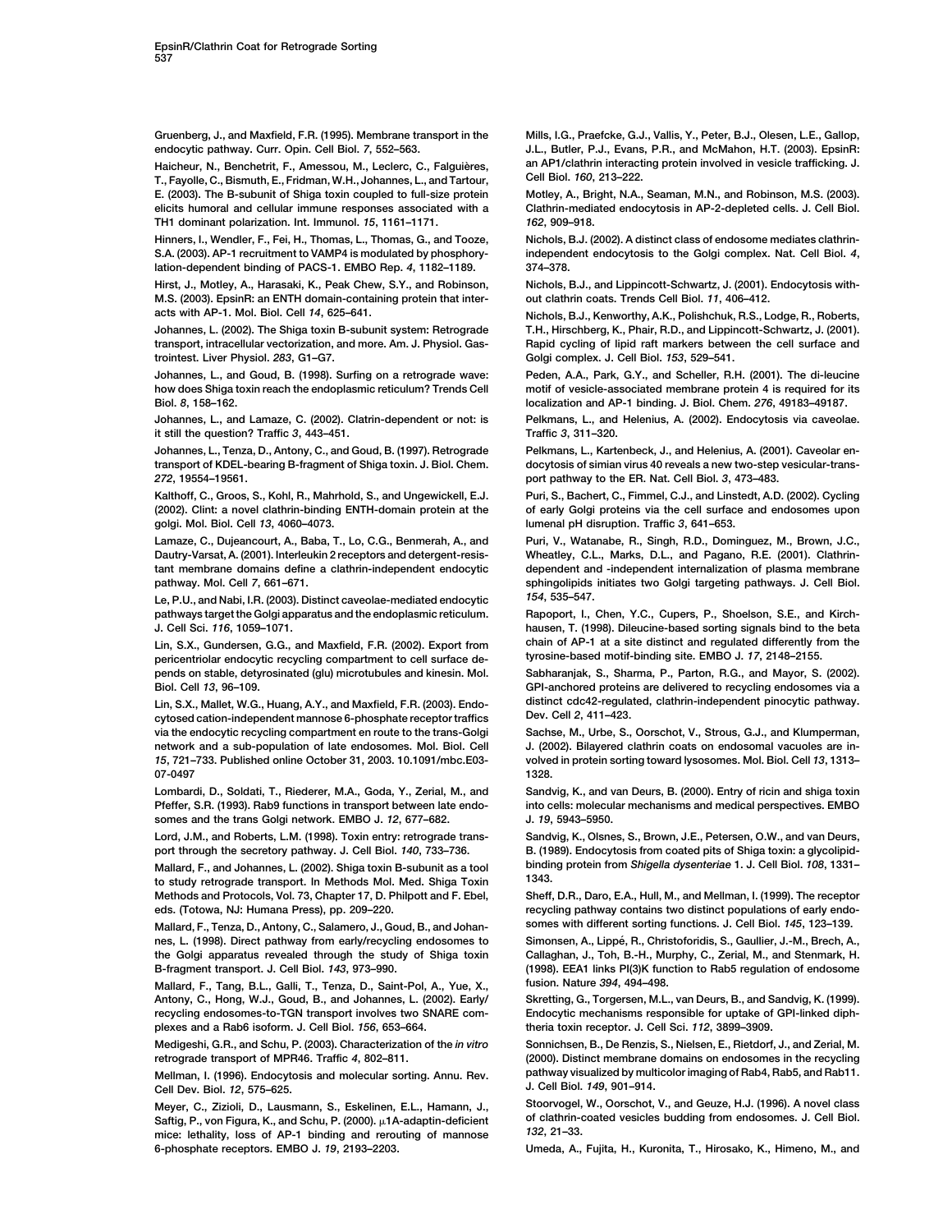Gruenberg, J., and Maxfield, F.R. (1995). Membrane transport in the endocytic pathway. Curr. Opin. Cell Biol. *7*, 552–563.

Haicheur, N., Benchetrit, F., Amessou, M., Leclerc, C., Falguières, T., Fayolle, C., Bismuth, E., Fridman, W.H., Johannes, L., and Tartour, E. (2003). The B-subunit of Shiga toxin coupled to full-size protein elicits humoral and cellular immune responses associated with a TH1 dominant polarization. Int. Immunol. *15*, 1161–1171.

Hinners, I., Wendler, F., Fei, H., Thomas, L., Thomas, G., and Tooze, S.A. (2003). AP-1 recruitment to VAMP4 is modulated by phosphorylation-dependent binding of PACS-1. EMBO Rep. *4*, 1182–1189.

Hirst, J., Motley, A., Harasaki, K., Peak Chew, S.Y., and Robinson, M.S. (2003). EpsinR: an ENTH domain-containing protein that interacts with AP-1. Mol. Biol. Cell *14*, 625–641.

Johannes, L. (2002). The Shiga toxin B-subunit system: Retrograde transport, intracellular vectorization, and more. Am. J. Physiol. Gastrointest. Liver Physiol. *283*, G1–G7.

Johannes, L., and Goud, B. (1998). Surfing on a retrograde wave: how does Shiga toxin reach the endoplasmic reticulum? Trends Cell Biol. *8*, 158–162.

Johannes, L., and Lamaze, C. (2002). Clatrin-dependent or not: is it still the question? Traffic *3*, 443–451.

Johannes, L., Tenza, D., Antony, C., and Goud, B. (1997). Retrograde transport of KDEL-bearing B-fragment of Shiga toxin. J. Biol. Chem. *272*, 19554–19561.

Kalthoff, C., Groos, S., Kohl, R., Mahrhold, S., and Ungewickell, E.J. (2002). Clint: a novel clathrin-binding ENTH-domain protein at the golgi. Mol. Biol. Cell *13*, 4060–4073.

Lamaze, C., Dujeancourt, A., Baba, T., Lo, C.G., Benmerah, A., and Dautry-Varsat, A. (2001). Interleukin 2 receptors and detergent-resistant membrane domains define a clathrin-independent endocytic pathway. Mol. Cell *7*, 661–671.

Le, P.U., and Nabi, I.R. (2003). Distinct caveolae-mediated endocytic pathways target the Golgi apparatus and the endoplasmic reticulum. J. Cell Sci. *116*, 1059–1071.

Lin, S.X., Gundersen, G.G., and Maxfield, F.R. (2002). Export from pericentriolar endocytic recycling compartment to cell surface depends on stable, detyrosinated (glu) microtubules and kinesin. Mol. Biol. Cell *13*, 96–109.

Lin, S.X., Mallet, W.G., Huang, A.Y., and Maxfield, F.R. (2003). Endocytosed cation-independent mannose 6-phosphate receptor traffics via the endocytic recycling compartment en route to the trans-Golgi network and a sub-population of late endosomes. Mol. Biol. Cell *15*, 721–733. Published online October 31, 2003. 10.1091/mbc.E03-07-0497

Lombardi, D., Soldati, T., Riederer, M.A., Goda, Y., Zerial, M., and Pfeffer, S.R. (1993). Rab9 functions in transport between late endosomes and the trans Golgi network. EMBO J. *12*, 677–682.

Lord, J.M., and Roberts, L.M. (1998). Toxin entry: retrograde transport through the secretory pathway. J. Cell Biol. *140*, 733–736.

Mallard, F., and Johannes, L. (2002). Shiga toxin B-subunit as a tool to study retrograde transport. In Methods Mol. Med. Shiga Toxin Methods and Protocols, Vol. 73, Chapter 17, D. Philpott and F. Ebel, eds. (Totowa, NJ: Humana Press), pp. 209–220.

Mallard, F., Tenza, D., Antony, C., Salamero, J., Goud, B., and Johannes, L. (1998). Direct pathway from early/recycling endosomes to the Golgi apparatus revealed through the study of Shiga toxin B-fragment transport. J. Cell Biol. *143*, 973–990.

Mallard, F., Tang, B.L., Galli, T., Tenza, D., Saint-Pol, A., Yue, X., Antony, C., Hong, W.J., Goud, B., and Johannes, L. (2002). Early/recycling endosomes-to-TGN transport involves two SNARE complexes and a Rab6 isoform. J. Cell Biol. *156*, 653–664.

Medigeshi, G.R., and Schu, P. (2003). Characterization of the *in vitro* retrograde transport of MPR46. Traffic *4*, 802–811.

Mellman, I. (1996). Endocytosis and molecular sorting. Annu. Rev. Cell Dev. Biol. *12*, 575–625.

Meyer, C., Zizioli, D., Lausmann, S., Eskelinen, E.L., Hamann, J., Saftig, P., von Figura, K., and Schu, P. (2000). μ1A-adaptin-deficient mice: lethality, loss of AP-1 binding and rerouting of mannose 6-phosphate receptors. EMBO J. *19*, 2193–2203.

Mills, I.G., Praefcke, G.J., Vallis, Y., Peter, B.J., Olesen, L.E., Gallop, J.L., Butler, P.J., Evans, P.R., and McMahon, H.T. (2003). EpsinR: an AP1/clathrin interacting protein involved in vesicle trafficking. J. Cell Biol. *160*, 213–222.

Motley, A., Bright, N.A., Seaman, M.N., and Robinson, M.S. (2003). Clathrin-mediated endocytosis in AP-2-depleted cells. J. Cell Biol. *162*, 909–918.

Nichols, B.J. (2002). A distinct class of endosome mediates clathrin-independent endocytosis to the Golgi complex. Nat. Cell Biol. *4*, 374–378.

Nichols, B.J., and Lippincott-Schwartz, J. (2001). Endocytosis without clathrin coats. Trends Cell Biol. *11*, 406–412.

Nichols, B.J., Kenworthy, A.K., Polishchuk, R.S., Lodge, R., Roberts, T.H., Hirschberg, K., Phair, R.D., and Lippincott-Schwartz, J. (2001). Rapid cycling of lipid raft markers between the cell surface and Golgi complex. J. Cell Biol. *153*, 529–541.

Peden, A.A., Park, G.Y., and Scheller, R.H. (2001). The di-leucine motif of vesicle-associated membrane protein 4 is required for its localization and AP-1 binding. J. Biol. Chem. *276*, 49183–49187.

Pelkmans, L., and Helenius, A. (2002). Endocytosis via caveolae. Traffic *3*, 311–320.

Pelkmans, L., Kartenbeck, J., and Helenius, A. (2001). Caveolar endocytosis of simian virus 40 reveals a new two-step vesicular-transport pathway to the ER. Nat. Cell Biol. *3*, 473–483.

Puri, S., Bachert, C., Fimmel, C.J., and Linstedt, A.D. (2002). Cycling of early Golgi proteins via the cell surface and endosomes upon lumenal pH disruption. Traffic *3*, 641–653.

Puri, V., Watanabe, R., Singh, R.D., Dominguez, M., Brown, J.C., Wheatley, C.L., Marks, D.L., and Pagano, R.E. (2001). Clathrin-dependent and -independent internalization of plasma membrane sphingolipids initiates two Golgi targeting pathways. J. Cell Biol. *154*, 535–547.

Rapoport, I., Chen, Y.C., Cupers, P., Shoelson, S.E., and Kirchhausen, T. (1998). Dileucine-based sorting signals bind to the beta chain of AP-1 at a site distinct and regulated differently from the tyrosine-based motif-binding site. EMBO J. *17*, 2148–2155.

Sabharanjak, S., Sharma, P., Parton, R.G., and Mayor, S. (2002). GPI-anchored proteins are delivered to recycling endosomes via a distinct cdc42-regulated, clathrin-independent pinocytic pathway. Dev. Cell *2*, 411–423.

Sachse, M., Urbe, S., Oorschot, V., Strous, G.J., and Klumperman, J. (2002). Bilayered clathrin coats on endosomal vacuoles are involved in protein sorting toward lysosomes. Mol. Biol. Cell *13*, 1313–1328.

Sandvig, K., and van Deurs, B. (2000). Entry of ricin and shiga toxin into cells: molecular mechanisms and medical perspectives. EMBO J. *19*, 5943–5950.

Sandvig, K., Olsnes, S., Brown, J.E., Petersen, O.W., and van Deurs, B. (1989). Endocytosis from coated pits of Shiga toxin: a glycolipid-binding protein from *Shigella dysenteriae* 1. J. Cell Biol. *108*, 1331–1343.

Sheff, D.R., Daro, E.A., Hull, M., and Mellman, I. (1999). The receptor recycling pathway contains two distinct populations of early endosomes with different sorting functions. J. Cell Biol. *145*, 123–139.

Simonsen, A., Lippé, R., Christoforidis, S., Gaullier, J.-M., Brech, A., Callaghan, J., Toh, B.-H., Murphy, C., Zerial, M., and Stenmark, H. (1998). EEA1 links PI(3)K function to Rab5 regulation of endosome fusion. Nature *394*, 494–498.

Skretting, G., Torgersen, M.L., van Deurs, B., and Sandvig, K. (1999). Endocytic mechanisms responsible for uptake of GPI-linked diphtheria toxin receptor. J. Cell Sci. *112*, 3899–3909.

Sonnichsen, B., De Renzis, S., Nielsen, E., Rietdorf, J., and Zerial, M. (2000). Distinct membrane domains on endosomes in the recycling pathway visualized by multicolor imaging of Rab4, Rab5, and Rab11. J. Cell Biol. *149*, 901–914.

Stoorvogel, W., Oorschot, V., and Geuze, H.J. (1996). A novel class of clathrin-coated vesicles budding from endosomes. J. Cell Biol. *132*, 21–33.

Umeda, A., Fujita, H., Kuronita, T., Hirosako, K., Himeno, M., and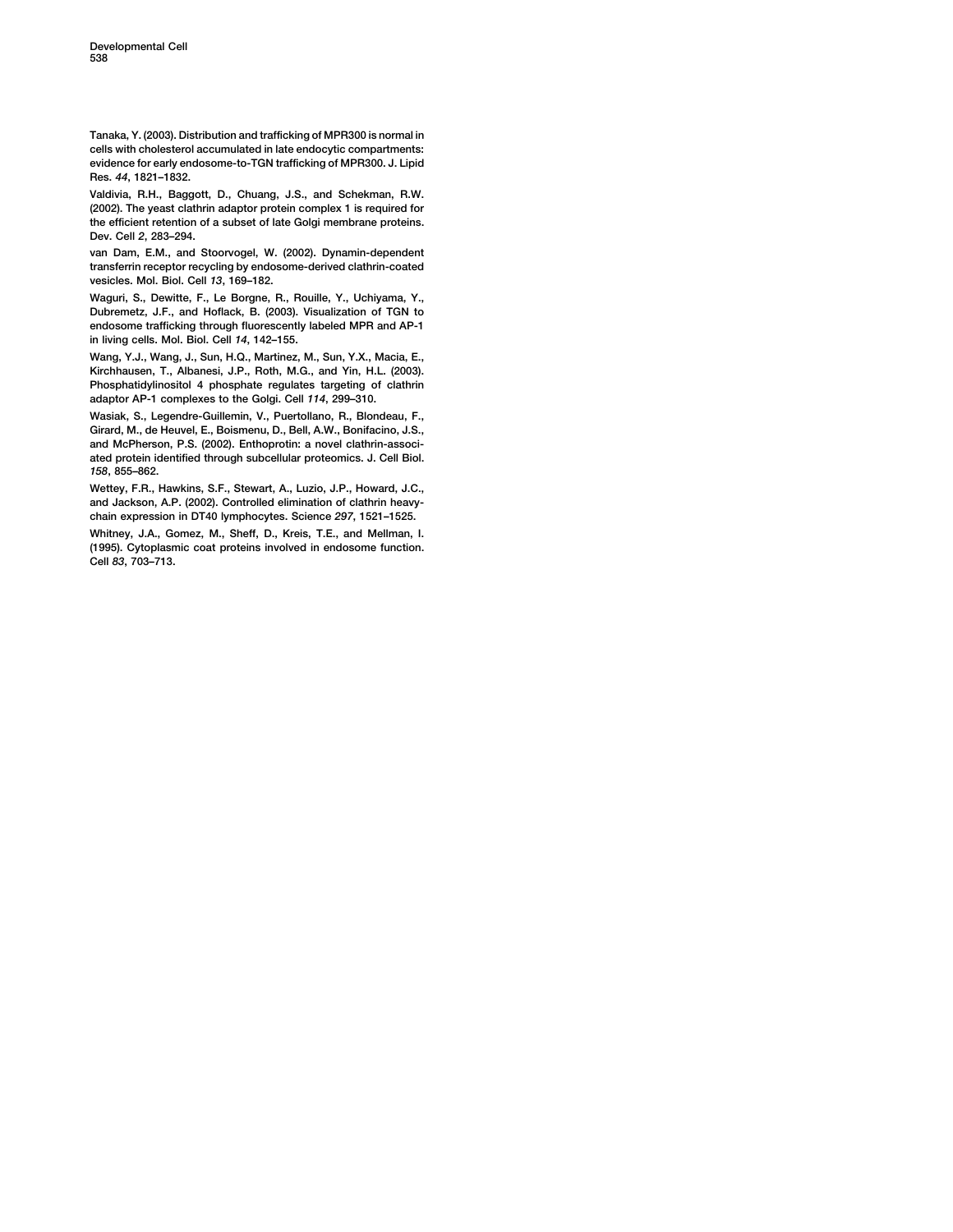Tanaka, Y. (2003). Distribution and trafficking of MPR300 is normal in cells with cholesterol accumulated in late endocytic compartments: evidence for early endosome-to-TGN trafficking of MPR300. J. Lipid Res. *44*, 1821–1832.

Valdivia, R.H., Baggott, D., Chuang, J.S., and Schekman, R.W. (2002). The yeast clathrin adaptor protein complex 1 is required for the efficient retention of a subset of late Golgi membrane proteins. Dev. Cell *2*, 283–294.

van Dam, E.M., and Stoorvogel, W. (2002). Dynamin-dependent transferrin receptor recycling by endosome-derived clathrin-coated vesicles. Mol. Biol. Cell *13*, 169–182.

Waguri, S., Dewitte, F., Le Borgne, R., Rouille, Y., Uchiyama, Y., Dubremetz, J.F., and Hoflack, B. (2003). Visualization of TGN to endosome trafficking through fluorescently labeled MPR and AP-1 in living cells. Mol. Biol. Cell *14*, 142–155.

Wang, Y.J., Wang, J., Sun, H.Q., Martinez, M., Sun, Y.X., Macia, E., Kirchhausen, T., Albanesi, J.P., Roth, M.G., and Yin, H.L. (2003). Phosphatidylinositol 4 phosphate regulates targeting of clathrin adaptor AP-1 complexes to the Golgi. Cell *114*, 299–310.

Wasiak, S., Legendre-Guillemin, V., Puertollano, R., Blondeau, F., Girard, M., de Heuvel, E., Boismenu, D., Bell, A.W., Bonifacino, J.S., and McPherson, P.S. (2002). Enthoprotin: a novel clathrin-associated protein identified through subcellular proteomics. J. Cell Biol. *158*, 855–862.

Wettey, F.R., Hawkins, S.F., Stewart, A., Luzio, J.P., Howard, J.C., and Jackson, A.P. (2002). Controlled elimination of clathrin heavy-chain expression in DT40 lymphocytes. Science *297*, 1521–1525.

Whitney, J.A., Gomez, M., Sheff, D., Kreis, T.E., and Mellman, I. (1995). Cytoplasmic coat proteins involved in endosome function. Cell *83*, 703–713.